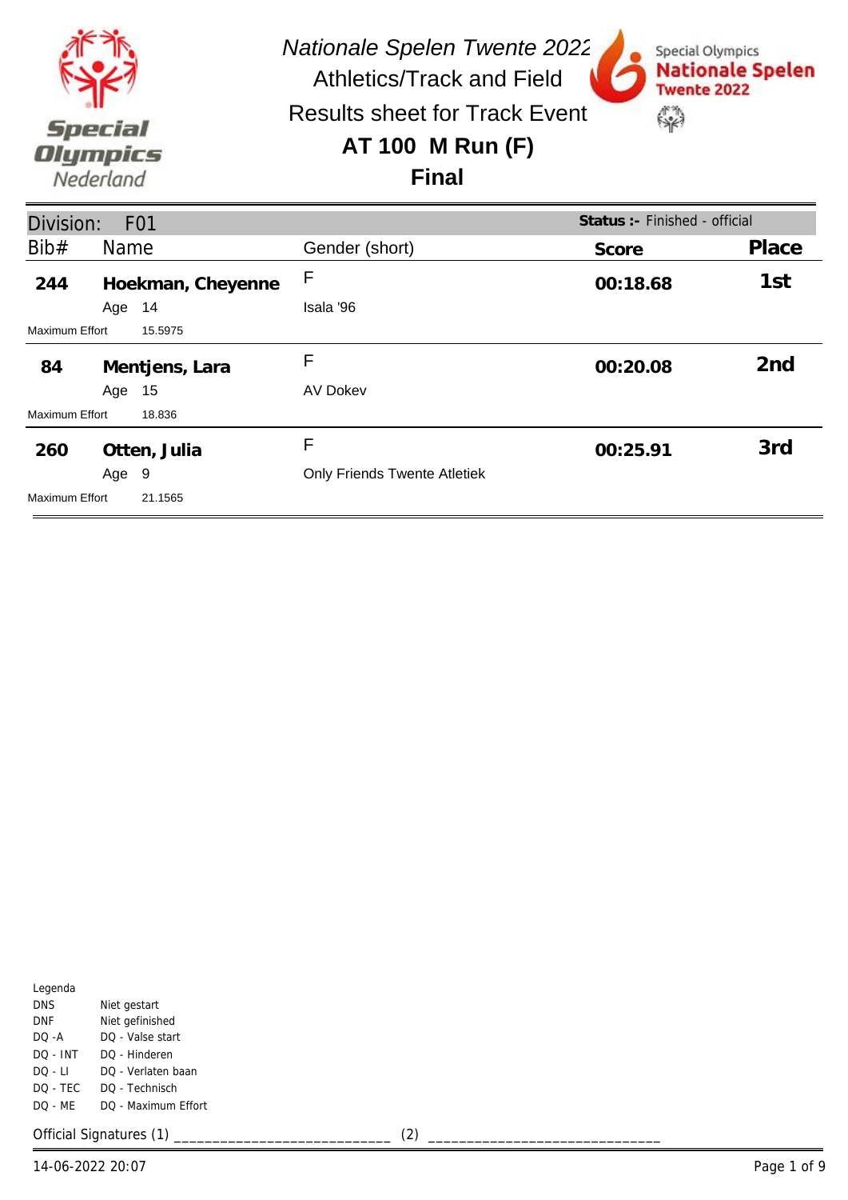*Nationale Spelen Twente 2022*

Athletics/Track and Field

Results sheet for Track Event

# AT 100 M Run (F)

## Final

Division: F01

**Status :-** Finished - official

| Bib# | Name | Gender (short) | Score | Place |
|---|---|---|---|---|
| **244** | **Hoekman, Cheyenne** | F | **00:18.68** | **1st** |
| | Age 14 | Isala '96 | | |
| Maximum Effort | 15.5975 | | | |
| **84** | **Mentjens, Lara** | F | **00:20.08** | **2nd** |
| | Age 15 | AV Dokev | | |
| Maximum Effort | 18.836 | | | |
| **260** | **Otten, Julia** | F | **00:25.91** | **3rd** |
| | Age 9 | Only Friends Twente Atletiek | | |
| Maximum Effort | 21.1565 | | | |

Legenda

| | |
|---|---|
| DNS | Niet gestart |
| DNF | Niet gefinished |
| DQ -A | DQ - Valse start |
| DQ - INT | DQ - Hinderen |
| DQ - LI | DQ - Verlaten baan |
| DQ - TEC | DQ - Technisch |
| DQ - ME | DQ - Maximum Effort |

Official Signatures (1) ___________________________ (2) ____________________________

14-06-2022 20:07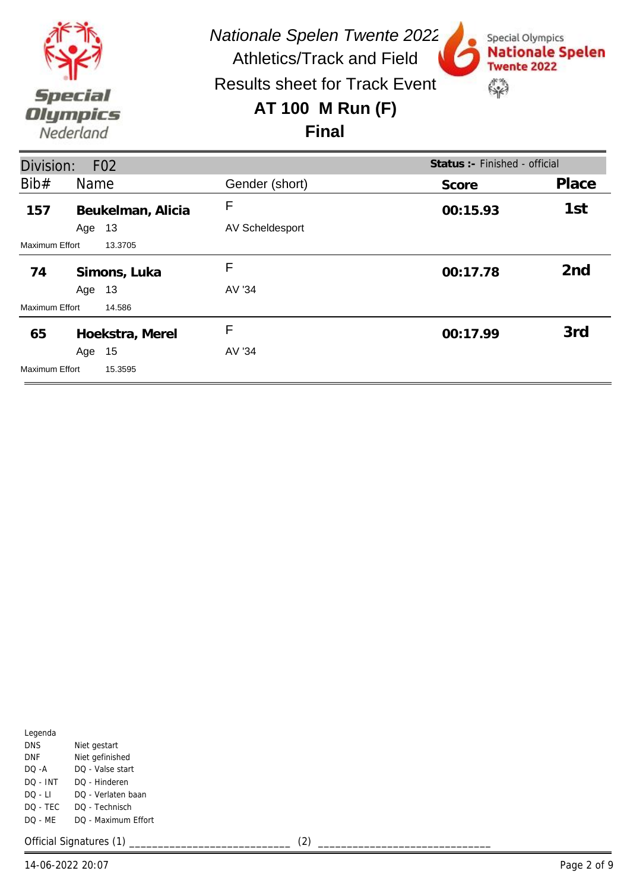*Nationale Spelen Twente 2022*

Athletics/Track and Field

Results sheet for Track Event

# AT 100 M Run (F)

## Final

**Division:** F02

**Status :-** Finished - official

| Bib# | Name | Gender (short) | Score | Place |
|---|---|---|---|---|
| **157** | **Beukelman, Alicia** | F | **00:15.93** | **1st** |
| | Age 13 | AV Scheldesport | | |
| Maximum Effort | 13.3705 | | | |
| **74** | **Simons, Luka** | F | **00:17.78** | **2nd** |
| | Age 13 | AV '34 | | |
| Maximum Effort | 14.586 | | | |
| **65** | **Hoekstra, Merel** | F | **00:17.99** | **3rd** |
| | Age 15 | AV '34 | | |
| Maximum Effort | 15.3595 | | | |

Legenda

| | |
|---|---|
| DNS | Niet gestart |
| DNF | Niet gefinished |
| DQ -A | DQ - Valse start |
| DQ - INT | DQ - Hinderen |
| DQ - LI | DQ - Verlaten baan |
| DQ - TEC | DQ - Technisch |
| DQ - ME | DQ - Maximum Effort |

Official Signatures (1) ___________________________ (2) ____________________________

14-06-2022 20:07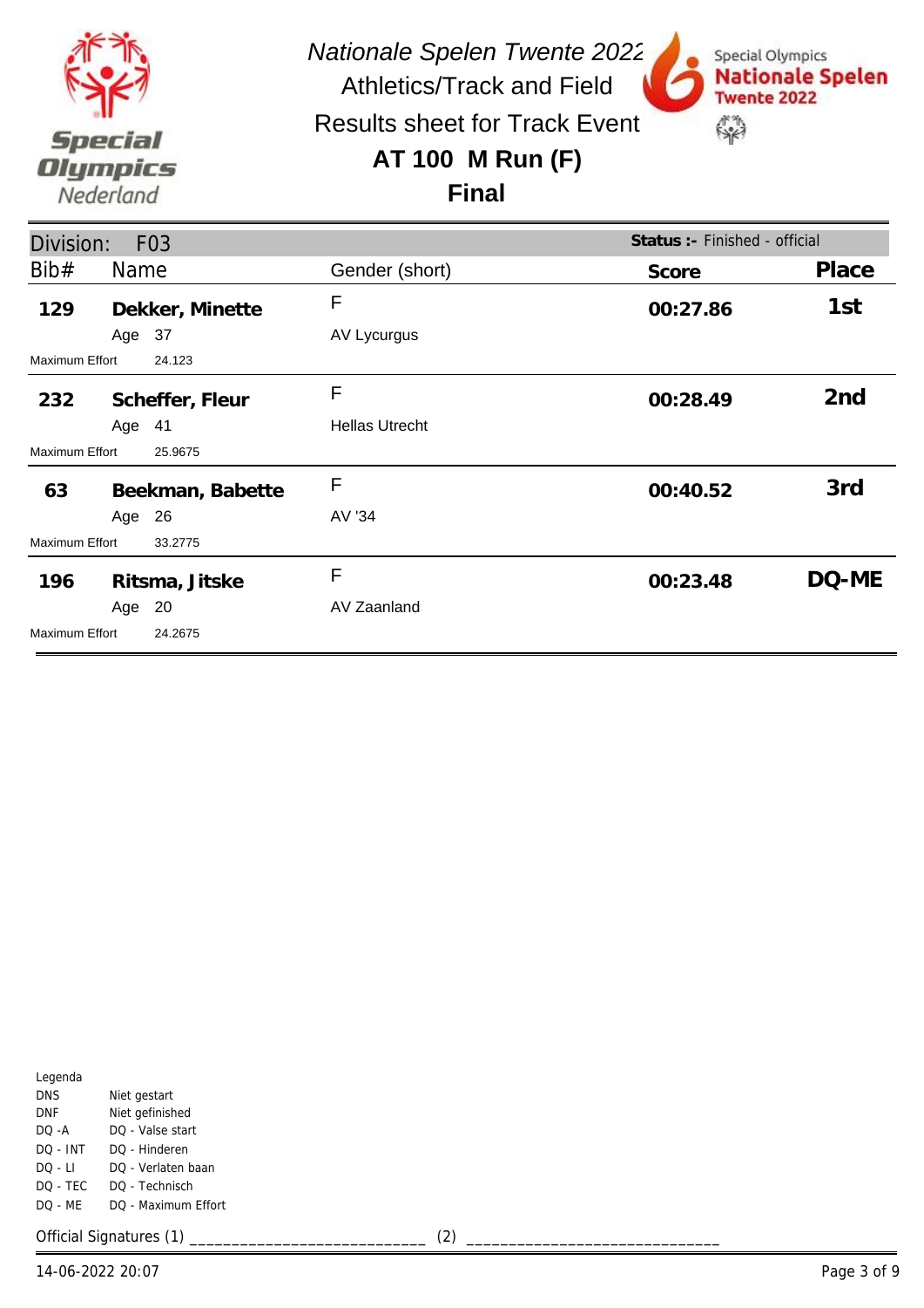*Nationale Spelen Twente 2022*

Athletics/Track and Field

Results sheet for Track Event

# AT 100 M Run (F)

## Final

**Division:** F03 — **Status :-** Finished - official

| Bib# | Name | Gender (short) | Score | Place |
|---|---|---|---|---|
| **129** | **Dekker, Minette**<br>Age 37<br>Maximum Effort 24.123 | F<br>AV Lycurgus | **00:27.86** | **1st** |
| **232** | **Scheffer, Fleur**<br>Age 41<br>Maximum Effort 25.9675 | F<br>Hellas Utrecht | **00:28.49** | **2nd** |
| **63** | **Beekman, Babette**<br>Age 26<br>Maximum Effort 33.2775 | F<br>AV '34 | **00:40.52** | **3rd** |
| **196** | **Ritsma, Jitske**<br>Age 20<br>Maximum Effort 24.2675 | F<br>AV Zaanland | **00:23.48** | **DQ-ME** |

Legenda

| | |
|---|---|
| DNS | Niet gestart |
| DNF | Niet gefinished |
| DQ -A | DQ - Valse start |
| DQ - INT | DQ - Hinderen |
| DQ - LI | DQ - Verlaten baan |
| DQ - TEC | DQ - Technisch |
| DQ - ME | DQ - Maximum Effort |

Official Signatures (1) ___________________________ (2) ____________________________

14-06-2022 20:07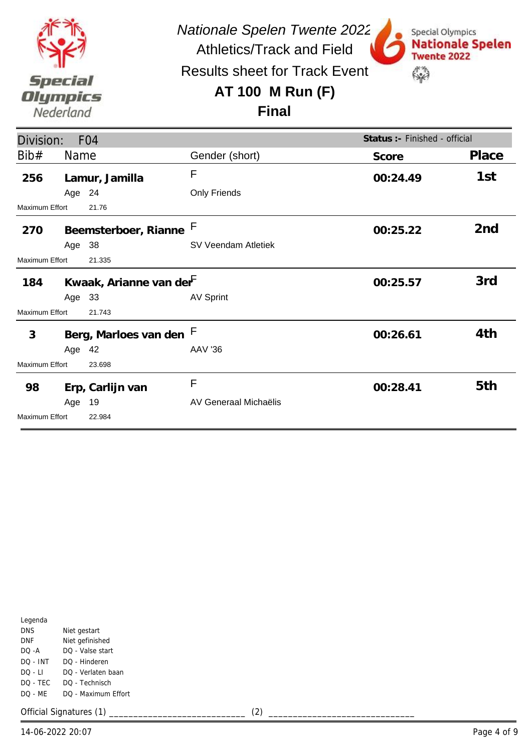*Nationale Spelen Twente 2022*

Athletics/Track and Field

Results sheet for Track Event

# AT 100 M Run (F)

## Final

Division: F04 | **Status :-** Finished - official

| Bib# | Name | Gender (short) | Score | Place |
|---|---|---|---|---|
| **256** | **Lamur, Jamilla**<br>Age 24<br>Maximum Effort 21.76 | F<br>Only Friends | **00:24.49** | **1st** |
| **270** | **Beemsterboer, Rianne**<br>Age 38<br>Maximum Effort 21.335 | F<br>SV Veendam Atletiek | **00:25.22** | **2nd** |
| **184** | **Kwaak, Arianne van der**<br>Age 33<br>Maximum Effort 21.743 | F<br>AV Sprint | **00:25.57** | **3rd** |
| **3** | **Berg, Marloes van den**<br>Age 42<br>Maximum Effort 23.698 | F<br>AAV '36 | **00:26.61** | **4th** |
| **98** | **Erp, Carlijn van**<br>Age 19<br>Maximum Effort 22.984 | F<br>AV Generaal Michaëlis | **00:28.41** | **5th** |

Legenda

| | |
|---|---|
| DNS | Niet gestart |
| DNF | Niet gefinished |
| DQ -A | DQ - Valse start |
| DQ - INT | DQ - Hinderen |
| DQ - LI | DQ - Verlaten baan |
| DQ - TEC | DQ - Technisch |
| DQ - ME | DQ - Maximum Effort |

Official Signatures (1) ___________________________ (2) ____________________________

14-06-2022 20:07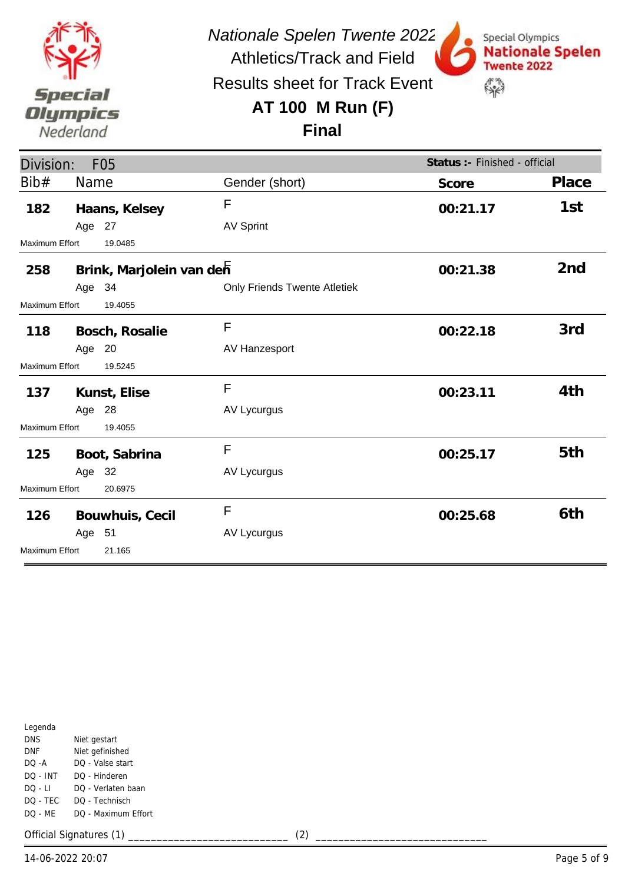# Nationale Spelen Twente 2022

## Athletics/Track and Field

## Results sheet for Track Event

## AT 100 M Run (F)

## Final

**Division:** F05 — **Status :-** Finished - official

| Bib# | Name | Gender (short) | Score | Place |
|---|---|---|---|---|
| **182** | **Haans, Kelsey** | F | **00:21.17** | **1st** |
| | Age 27 | AV Sprint | | |
| Maximum Effort 19.0485 | | | | |
| **258** | **Brink, Marjolein van den** | F | **00:21.38** | **2nd** |
| | Age 34 | Only Friends Twente Atletiek | | |
| Maximum Effort 19.4055 | | | | |
| **118** | **Bosch, Rosalie** | F | **00:22.18** | **3rd** |
| | Age 20 | AV Hanzesport | | |
| Maximum Effort 19.5245 | | | | |
| **137** | **Kunst, Elise** | F | **00:23.11** | **4th** |
| | Age 28 | AV Lycurgus | | |
| Maximum Effort 19.4055 | | | | |
| **125** | **Boot, Sabrina** | F | **00:25.17** | **5th** |
| | Age 32 | AV Lycurgus | | |
| Maximum Effort 20.6975 | | | | |
| **126** | **Bouwhuis, Cecil** | F | **00:25.68** | **6th** |
| | Age 51 | AV Lycurgus | | |
| Maximum Effort 21.165 | | | | |

Legenda

| | |
|---|---|
| DNS | Niet gestart |
| DNF | Niet gefinished |
| DQ -A | DQ - Valse start |
| DQ - INT | DQ - Hinderen |
| DQ - LI | DQ - Verlaten baan |
| DQ - TEC | DQ - Technisch |
| DQ - ME | DQ - Maximum Effort |

Official Signatures (1) ___________________________ (2) ____________________________

14-06-2022 20:07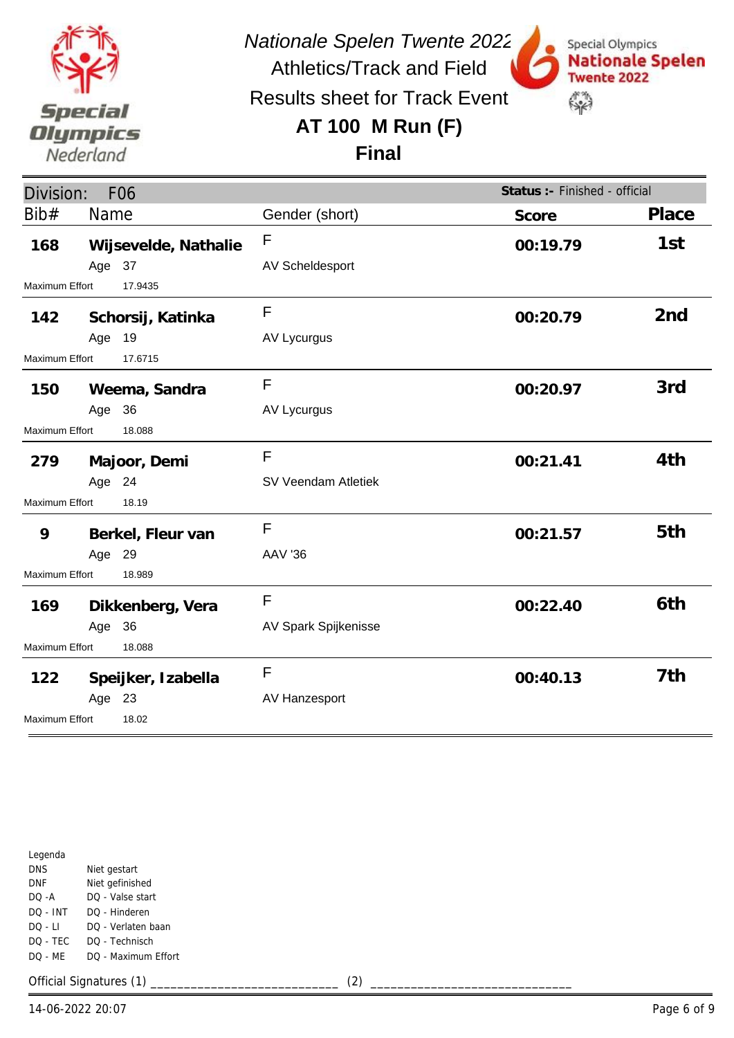# Nationale Spelen Twente 2022

Athletics/Track and Field

Results sheet for Track Event

## AT 100 M Run (F)

## Final

**Division:** F06 — **Status :-** Finished - official

| Bib# | Name | Gender (short) | Score | Place |
|---|---|---|---|---|
| **168** | **Wijsevelde, Nathalie** Age 37 | F AV Scheldesport | **00:19.79** | **1st** |
| Maximum Effort 17.9435 | | | | |
| **142** | **Schorsij, Katinka** Age 19 | F AV Lycurgus | **00:20.79** | **2nd** |
| Maximum Effort 17.6715 | | | | |
| **150** | **Weema, Sandra** Age 36 | F AV Lycurgus | **00:20.97** | **3rd** |
| Maximum Effort 18.088 | | | | |
| **279** | **Majoor, Demi** Age 24 | F SV Veendam Atletiek | **00:21.41** | **4th** |
| Maximum Effort 18.19 | | | | |
| **9** | **Berkel, Fleur van** Age 29 | F AAV '36 | **00:21.57** | **5th** |
| Maximum Effort 18.989 | | | | |
| **169** | **Dikkenberg, Vera** Age 36 | F AV Spark Spijkenisse | **00:22.40** | **6th** |
| Maximum Effort 18.088 | | | | |
| **122** | **Speijker, Izabella** Age 23 | F AV Hanzesport | **00:40.13** | **7th** |
| Maximum Effort 18.02 | | | | |

Legenda

| | |
|---|---|
| DNS | Niet gestart |
| DNF | Niet gefinished |
| DQ -A | DQ - Valse start |
| DQ - INT | DQ - Hinderen |
| DQ - LI | DQ - Verlaten baan |
| DQ - TEC | DQ - Technisch |
| DQ - ME | DQ - Maximum Effort |

Official Signatures (1) ___________________________ (2) ___________________________

14-06-2022 20:07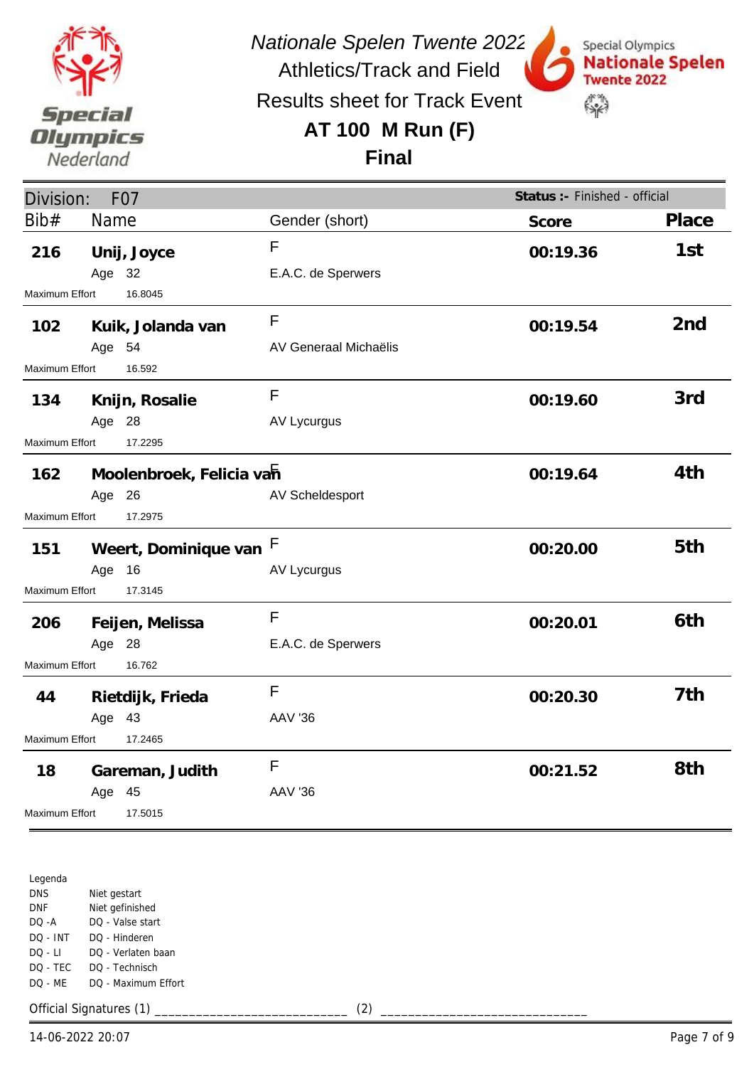# Nationale Spelen Twente 2022

Athletics/Track and Field

Results sheet for Track Event

## AT 100 M Run (F)

## Final

Division: F07 — **Status :-** Finished - official

| Bib# | Name | Age | Gender (short) | Club | Maximum Effort | Score | Place |
|---|---|---|---|---|---|---|---|
| 216 | **Unij, Joyce** | 32 | F | E.A.C. de Sperwers | 16.8045 | **00:19.36** | **1st** |
| 102 | **Kuik, Jolanda van** | 54 | F | AV Generaal Michaëlis | 16.592 | **00:19.54** | **2nd** |
| 134 | **Knijn, Rosalie** | 28 | F | AV Lycurgus | 17.2295 | **00:19.60** | **3rd** |
| 162 | **Moolenbroek, Felicia van** | 26 | F | AV Scheldesport | 17.2975 | **00:19.64** | **4th** |
| 151 | **Weert, Dominique van** | 16 | F | AV Lycurgus | 17.3145 | **00:20.00** | **5th** |
| 206 | **Feijen, Melissa** | 28 | F | E.A.C. de Sperwers | 16.762 | **00:20.01** | **6th** |
| 44 | **Rietdijk, Frieda** | 43 | F | AAV '36 | 17.2465 | **00:20.30** | **7th** |
| 18 | **Gareman, Judith** | 45 | F | AAV '36 | 17.5015 | **00:21.52** | **8th** |

Legenda

| | |
|---|---|
| DNS | Niet gestart |
| DNF | Niet gefinished |
| DQ -A | DQ - Valse start |
| DQ - INT | DQ - Hinderen |
| DQ - LI | DQ - Verlaten baan |
| DQ - TEC | DQ - Technisch |
| DQ - ME | DQ - Maximum Effort |

Official Signatures (1) ___________________________ (2) ____________________________

14-06-2022 20:07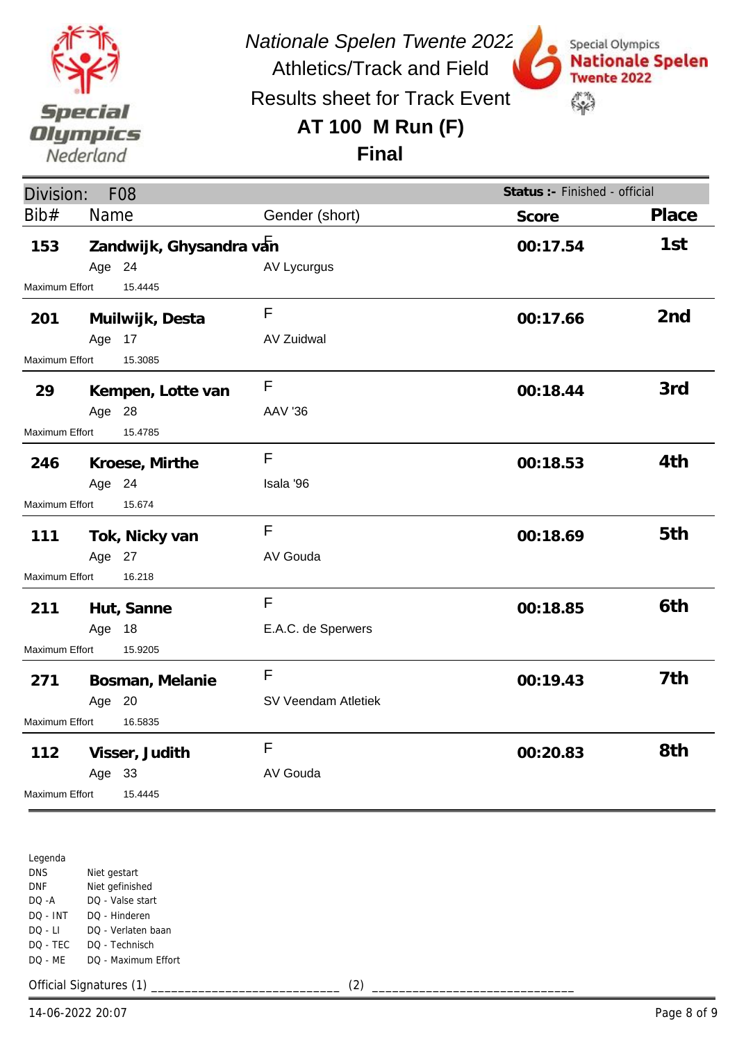*Nationale Spelen Twente 2022*

Athletics/Track and Field

Results sheet for Track Event

# AT 100 M Run (F)

## Final

Division: F08 — **Status :-** Finished - official

| Bib# | Name | Gender (short) | Score | Place |
|---|---|---|---|---|
| **153** | **Zandwijk, Ghysandra van** | F | **00:17.54** | **1st** |
| | Age 24 | AV Lycurgus | | |
| Maximum Effort | 15.4445 | | | |
| **201** | **Muilwijk, Desta** | F | **00:17.66** | **2nd** |
| | Age 17 | AV Zuidwal | | |
| Maximum Effort | 15.3085 | | | |
| **29** | **Kempen, Lotte van** | F | **00:18.44** | **3rd** |
| | Age 28 | AAV '36 | | |
| Maximum Effort | 15.4785 | | | |
| **246** | **Kroese, Mirthe** | F | **00:18.53** | **4th** |
| | Age 24 | Isala '96 | | |
| Maximum Effort | 15.674 | | | |
| **111** | **Tok, Nicky van** | F | **00:18.69** | **5th** |
| | Age 27 | AV Gouda | | |
| Maximum Effort | 16.218 | | | |
| **211** | **Hut, Sanne** | F | **00:18.85** | **6th** |
| | Age 18 | E.A.C. de Sperwers | | |
| Maximum Effort | 15.9205 | | | |
| **271** | **Bosman, Melanie** | F | **00:19.43** | **7th** |
| | Age 20 | SV Veendam Atletiek | | |
| Maximum Effort | 16.5835 | | | |
| **112** | **Visser, Judith** | F | **00:20.83** | **8th** |
| | Age 33 | AV Gouda | | |
| Maximum Effort | 15.4445 | | | |

Legenda

| | |
|---|---|
| DNS | Niet gestart |
| DNF | Niet gefinished |
| DQ -A | DQ - Valse start |
| DQ - INT | DQ - Hinderen |
| DQ - LI | DQ - Verlaten baan |
| DQ - TEC | DQ - Technisch |
| DQ - ME | DQ - Maximum Effort |

Official Signatures (1) ___________________________ (2) ____________________________

14-06-2022 20:07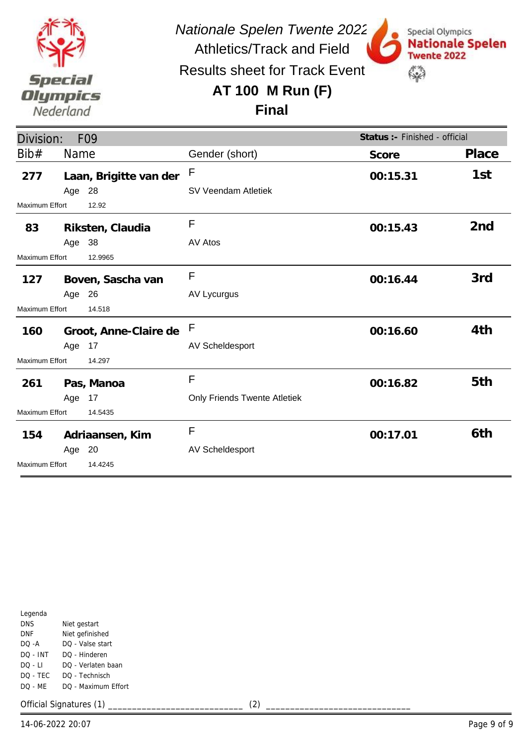# Nationale Spelen Twente 2022

## Athletics/Track and Field

## Results sheet for Track Event

## AT 100 M Run (F)

## Final

**Division:** F09 — **Status :-** Finished - official

| Bib# | Name | Age | Gender (short) | Club | Maximum Effort | Score | Place |
|---|---|---|---|---|---|---|---|
| 277 | **Laan, Brigitte van der** | 28 | F | SV Veendam Atletiek | 12.92 | **00:15.31** | **1st** |
| 83 | **Riksten, Claudia** | 38 | F | AV Atos | 12.9965 | **00:15.43** | **2nd** |
| 127 | **Boven, Sascha van** | 26 | F | AV Lycurgus | 14.518 | **00:16.44** | **3rd** |
| 160 | **Groot, Anne-Claire de** | 17 | F | AV Scheldesport | 14.297 | **00:16.60** | **4th** |
| 261 | **Pas, Manoa** | 17 | F | Only Friends Twente Atletiek | 14.5435 | **00:16.82** | **5th** |
| 154 | **Adriaansen, Kim** | 20 | F | AV Scheldesport | 14.4245 | **00:17.01** | **6th** |

Legenda

| | |
|---|---|
| DNS | Niet gestart |
| DNF | Niet gefinished |
| DQ -A | DQ - Valse start |
| DQ - INT | DQ - Hinderen |
| DQ - LI | DQ - Verlaten baan |
| DQ - TEC | DQ - Technisch |
| DQ - ME | DQ - Maximum Effort |

Official Signatures (1) ___________________________ (2) ____________________________

14-06-2022 20:07